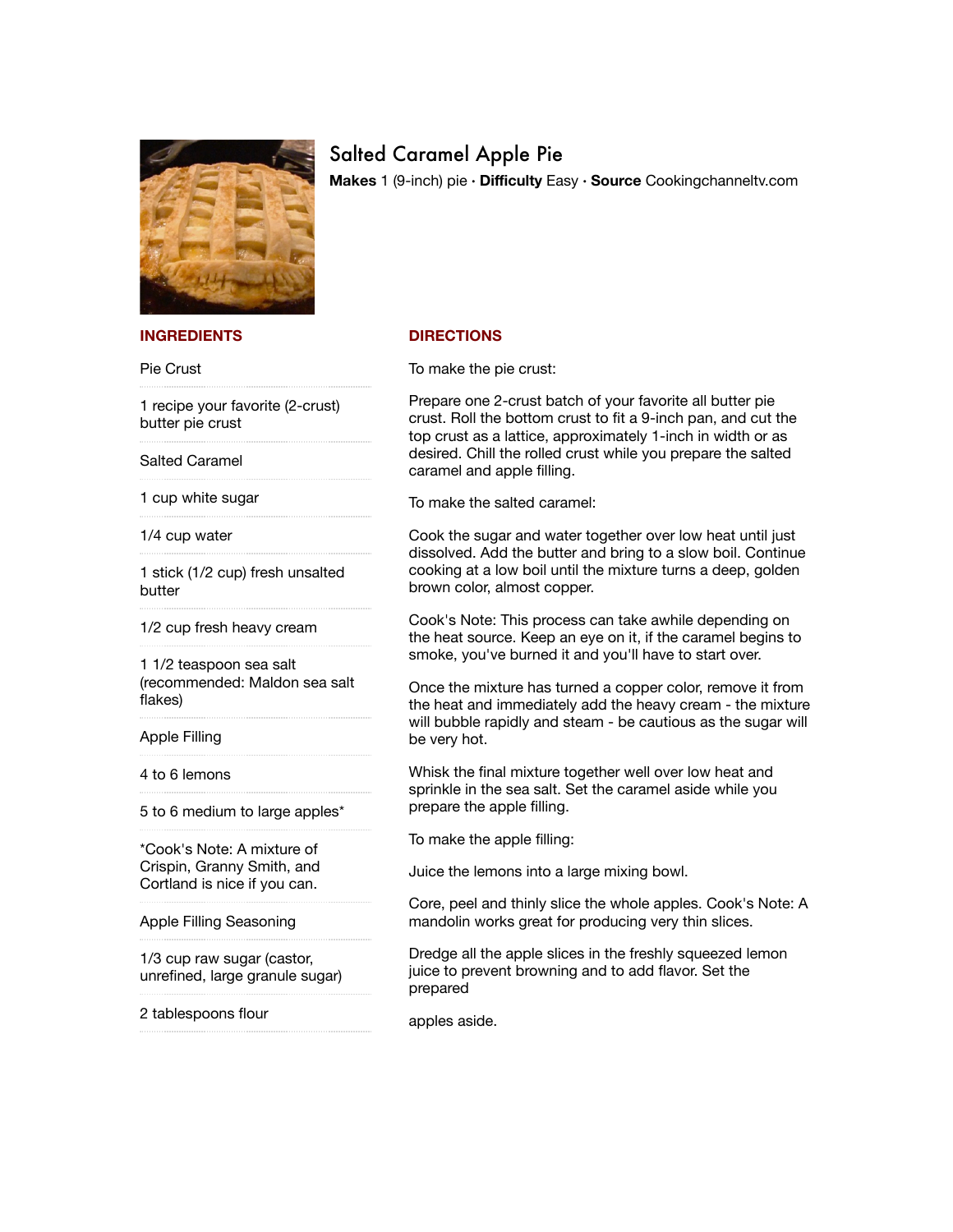# Salted Caramel Apple Pie

**Makes** 1 (9-inch) pie · **Difficulty** Easy · **Source** Cookingchanneltv.com

## INGREDIENTS

Pie Crust

1 recipe your favorite (2-crust) butter pie crust

Salted Caramel

1 cup white sugar

1/4 cup water

1 stick (1/2 cup) fresh unsalted butter

1/2 cup fresh heavy cream

1 1/2 teaspoon sea salt (recommended: Maldon sea salt flakes)

Apple Filling

4 to 6 lemons

5 to 6 medium to large apples*

*Cook's Note: A mixture of Crispin, Granny Smith, and Cortland is nice if you can.

Apple Filling Seasoning

1/3 cup raw sugar (castor, unrefined, large granule sugar)

2 tablespoons flour

## DIRECTIONS

To make the pie crust:

Prepare one 2-crust batch of your favorite all butter pie crust. Roll the bottom crust to fit a 9-inch pan, and cut the top crust as a lattice, approximately 1-inch in width or as desired. Chill the rolled crust while you prepare the salted caramel and apple filling.

To make the salted caramel:

Cook the sugar and water together over low heat until just dissolved. Add the butter and bring to a slow boil. Continue cooking at a low boil until the mixture turns a deep, golden brown color, almost copper.

Cook's Note: This process can take awhile depending on the heat source. Keep an eye on it, if the caramel begins to smoke, you've burned it and you'll have to start over.

Once the mixture has turned a copper color, remove it from the heat and immediately add the heavy cream - the mixture will bubble rapidly and steam - be cautious as the sugar will be very hot.

Whisk the final mixture together well over low heat and sprinkle in the sea salt. Set the caramel aside while you prepare the apple filling.

To make the apple filling:

Juice the lemons into a large mixing bowl.

Core, peel and thinly slice the whole apples. Cook's Note: A mandolin works great for producing very thin slices.

Dredge all the apple slices in the freshly squeezed lemon juice to prevent browning and to add flavor. Set the prepared

apples aside.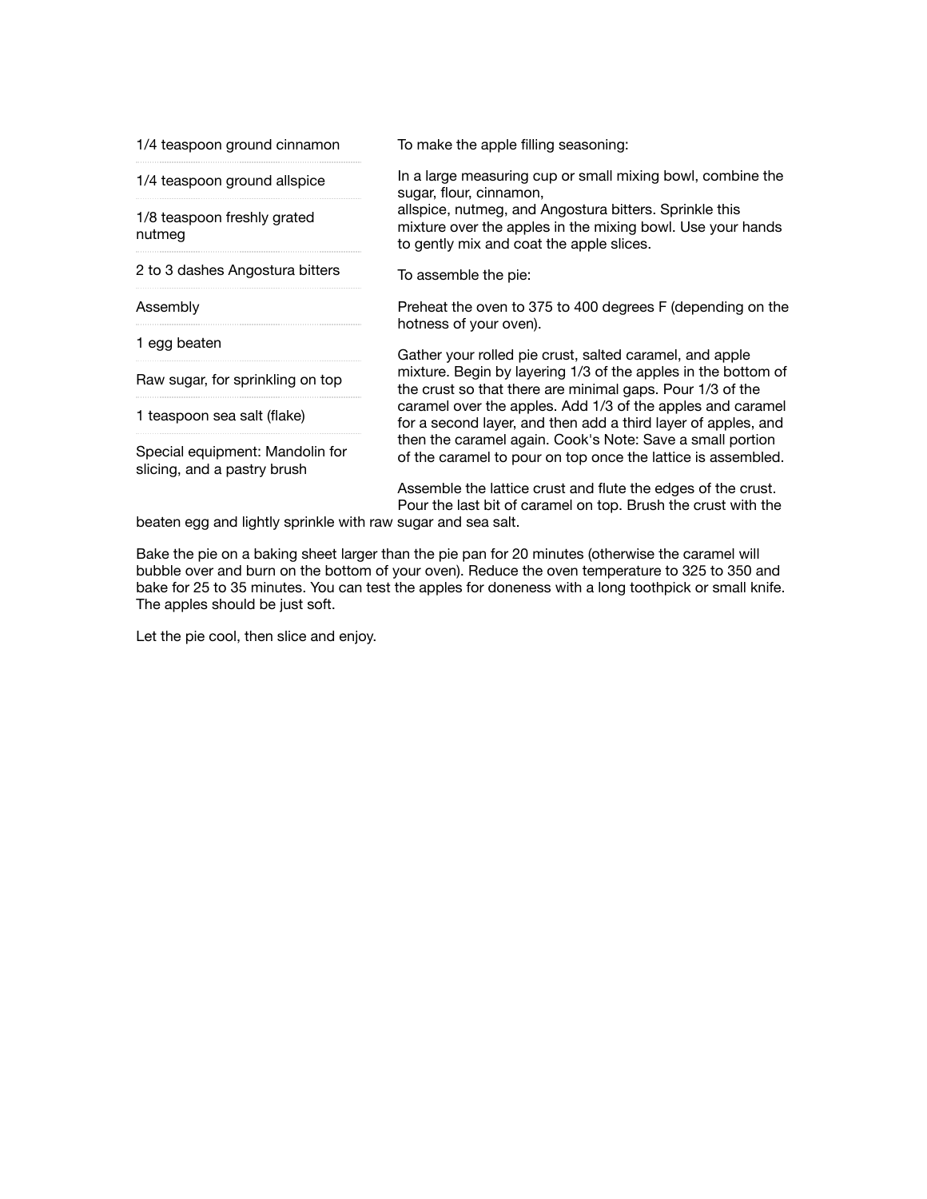1/4 teaspoon ground cinnamon

1/4 teaspoon ground allspice

1/8 teaspoon freshly grated nutmeg

2 to 3 dashes Angostura bitters

Assembly

1 egg beaten

Raw sugar, for sprinkling on top

1 teaspoon sea salt (flake)

Special equipment: Mandolin for slicing, and a pastry brush

To make the apple filling seasoning:

In a large measuring cup or small mixing bowl, combine the sugar, flour, cinnamon, allspice, nutmeg, and Angostura bitters. Sprinkle this mixture over the apples in the mixing bowl. Use your hands to gently mix and coat the apple slices.

To assemble the pie:

Preheat the oven to 375 to 400 degrees F (depending on the hotness of your oven).

Gather your rolled pie crust, salted caramel, and apple mixture. Begin by layering 1/3 of the apples in the bottom of the crust so that there are minimal gaps. Pour 1/3 of the caramel over the apples. Add 1/3 of the apples and caramel for a second layer, and then add a third layer of apples, and then the caramel again. Cook's Note: Save a small portion of the caramel to pour on top once the lattice is assembled.

Assemble the lattice crust and flute the edges of the crust. Pour the last bit of caramel on top. Brush the crust with the beaten egg and lightly sprinkle with raw sugar and sea salt.

Bake the pie on a baking sheet larger than the pie pan for 20 minutes (otherwise the caramel will bubble over and burn on the bottom of your oven). Reduce the oven temperature to 325 to 350 and bake for 25 to 35 minutes. You can test the apples for doneness with a long toothpick or small knife. The apples should be just soft.

Let the pie cool, then slice and enjoy.